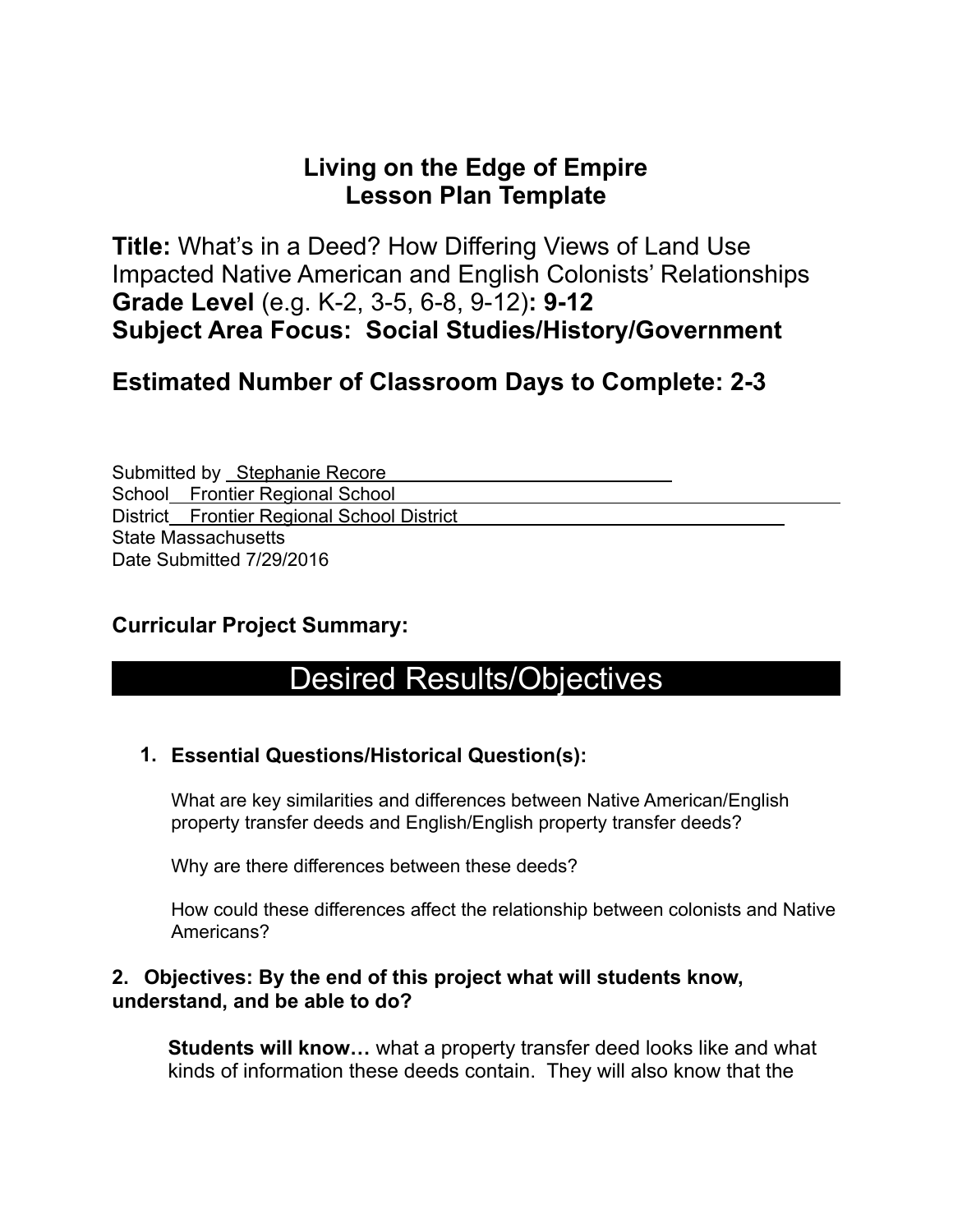# Living on the Edge of Empire
## Lesson Plan Template

**Title:** What's in a Deed? How Differing Views of Land Use Impacted Native American and English Colonists' Relationships
**Grade Level** (e.g. K-2, 3-5, 6-8, 9-12)**: 9-12**
**Subject Area Focus: Social Studies/History/Government**

**Estimated Number of Classroom Days to Complete: 2-3**

Submitted by Stephanie Recore
School Frontier Regional School
District Frontier Regional School District
State Massachusetts
Date Submitted 7/29/2016

### Curricular Project Summary:

## Desired Results/Objectives

1. **Essential Questions/Historical Question(s):**

   What are key similarities and differences between Native American/English property transfer deeds and English/English property transfer deeds?

   Why are there differences between these deeds?

   How could these differences affect the relationship between colonists and Native Americans?

**2. Objectives: By the end of this project what will students know, understand, and be able to do?**

**Students will know…** what a property transfer deed looks like and what kinds of information these deeds contain. They will also know that the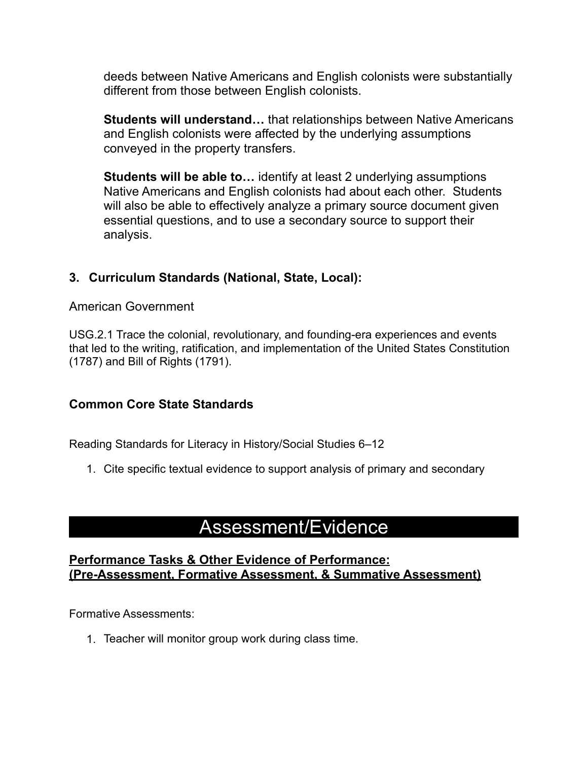deeds between Native Americans and English colonists were substantially different from those between English colonists.

**Students will understand…** that relationships between Native Americans and English colonists were affected by the underlying assumptions conveyed in the property transfers.

**Students will be able to…** identify at least 2 underlying assumptions Native Americans and English colonists had about each other. Students will also be able to effectively analyze a primary source document given essential questions, and to use a secondary source to support their analysis.

### 3. Curriculum Standards (National, State, Local):

American Government

USG.2.1 Trace the colonial, revolutionary, and founding-era experiences and events that led to the writing, ratification, and implementation of the United States Constitution (1787) and Bill of Rights (1791).

### Common Core State Standards

Reading Standards for Literacy in History/Social Studies 6–12

1. Cite specific textual evidence to support analysis of primary and secondary

## Assessment/Evidence

### Performance Tasks & Other Evidence of Performance: (Pre-Assessment, Formative Assessment, & Summative Assessment)

Formative Assessments:

1. Teacher will monitor group work during class time.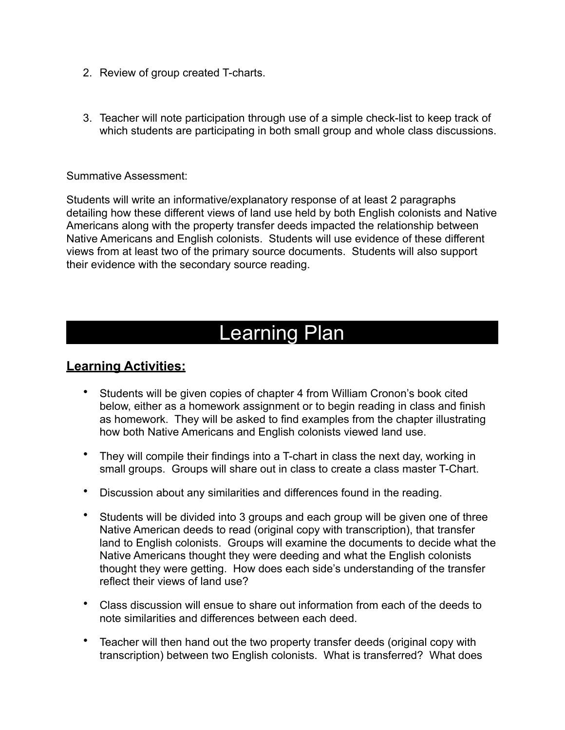2. Review of group created T-charts.

3. Teacher will note participation through use of a simple check-list to keep track of which students are participating in both small group and whole class discussions.

Summative Assessment:

Students will write an informative/explanatory response of at least 2 paragraphs detailing how these different views of land use held by both English colonists and Native Americans along with the property transfer deeds impacted the relationship between Native Americans and English colonists. Students will use evidence of these different views from at least two of the primary source documents. Students will also support their evidence with the secondary source reading.

# Learning Plan

## <u>Learning Activities:</u>

- Students will be given copies of chapter 4 from William Cronon's book cited below, either as a homework assignment or to begin reading in class and finish as homework. They will be asked to find examples from the chapter illustrating how both Native Americans and English colonists viewed land use.
- They will compile their findings into a T-chart in class the next day, working in small groups. Groups will share out in class to create a class master T-Chart.
- Discussion about any similarities and differences found in the reading.
- Students will be divided into 3 groups and each group will be given one of three Native American deeds to read (original copy with transcription), that transfer land to English colonists. Groups will examine the documents to decide what the Native Americans thought they were deeding and what the English colonists thought they were getting. How does each side's understanding of the transfer reflect their views of land use?
- Class discussion will ensue to share out information from each of the deeds to note similarities and differences between each deed.
- Teacher will then hand out the two property transfer deeds (original copy with transcription) between two English colonists. What is transferred? What does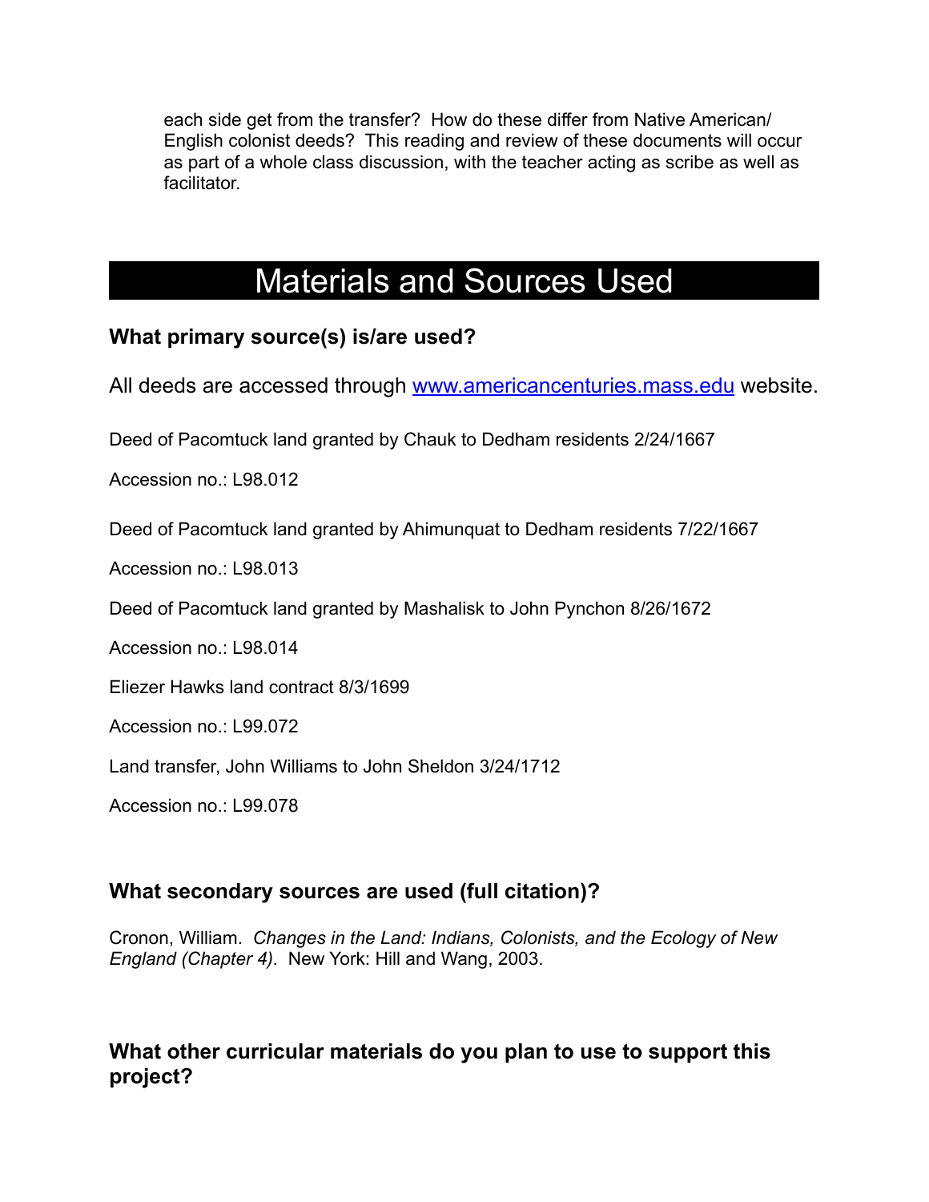each side get from the transfer? How do these differ from Native American/English colonist deeds? This reading and review of these documents will occur as part of a whole class discussion, with the teacher acting as scribe as well as facilitator.

# Materials and Sources Used

### What primary source(s) is/are used?

All deeds are accessed through [www.americancenturies.mass.edu](http://www.americancenturies.mass.edu) website.

Deed of Pacomtuck land granted by Chauk to Dedham residents 2/24/1667

Accession no.: L98.012

Deed of Pacomtuck land granted by Ahimunquat to Dedham residents 7/22/1667

Accession no.: L98.013

Deed of Pacomtuck land granted by Mashalisk to John Pynchon 8/26/1672

Accession no.: L98.014

Eliezer Hawks land contract 8/3/1699

Accession no.: L99.072

Land transfer, John Williams to John Sheldon 3/24/1712

Accession no.: L99.078

### What secondary sources are used (full citation)?

Cronon, William. *Changes in the Land: Indians, Colonists, and the Ecology of New England (Chapter 4).* New York: Hill and Wang, 2003.

### What other curricular materials do you plan to use to support this project?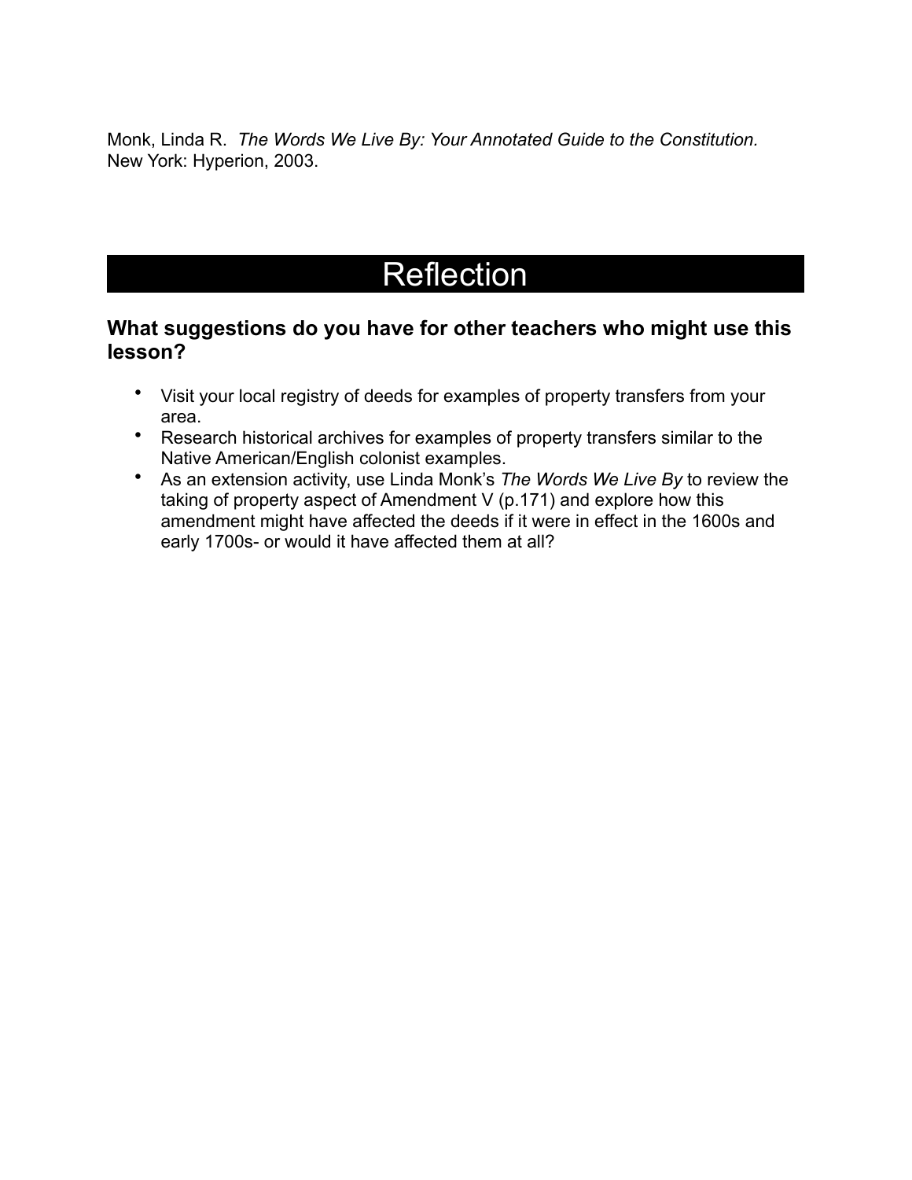Monk, Linda R. *The Words We Live By: Your Annotated Guide to the Constitution*. New York: Hyperion, 2003.

# Reflection

### What suggestions do you have for other teachers who might use this lesson?

- Visit your local registry of deeds for examples of property transfers from your area.
- Research historical archives for examples of property transfers similar to the Native American/English colonist examples.
- As an extension activity, use Linda Monk's *The Words We Live By* to review the taking of property aspect of Amendment V (p.171) and explore how this amendment might have affected the deeds if it were in effect in the 1600s and early 1700s- or would it have affected them at all?